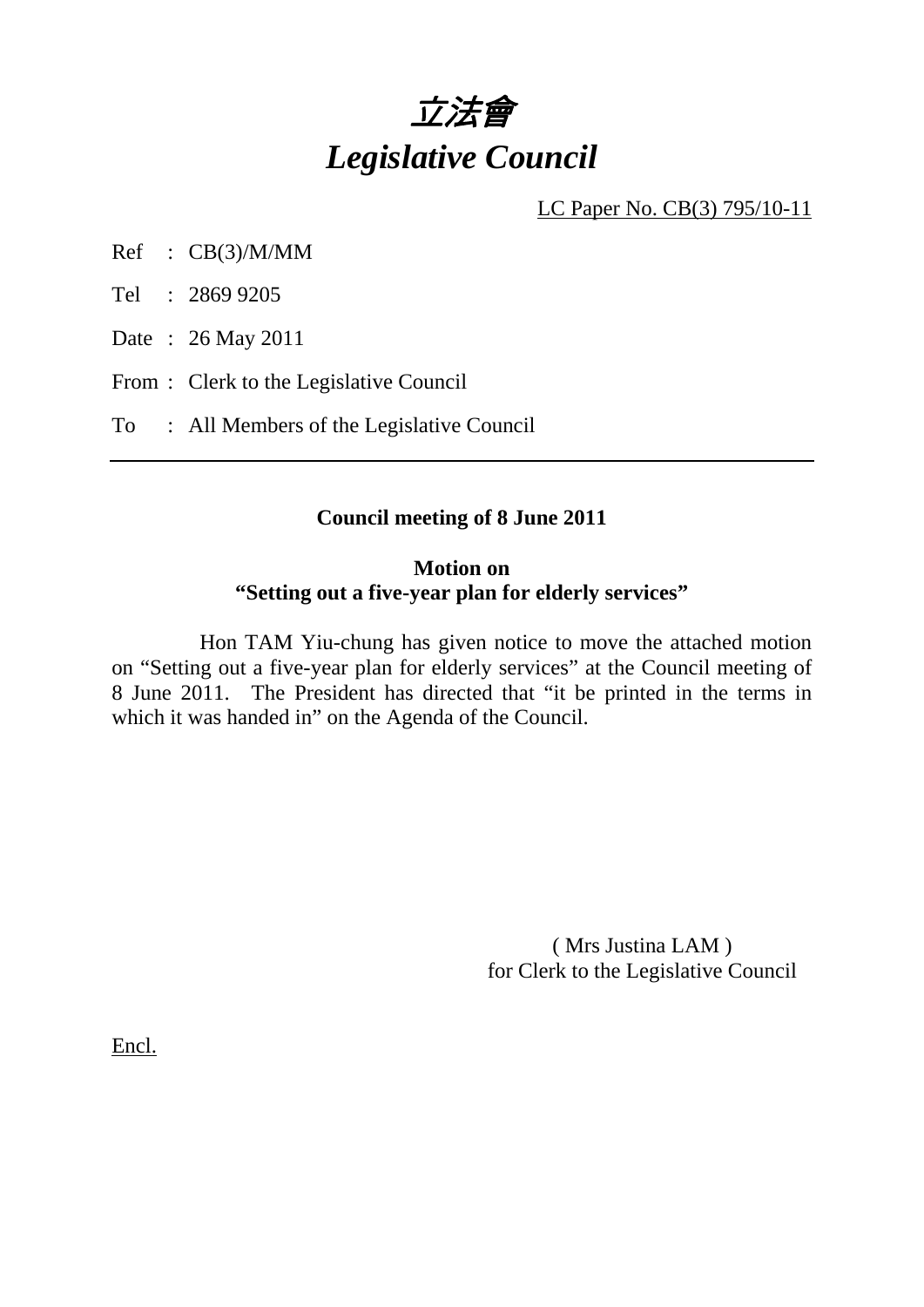# *立法會*
# *Legislative Council*

LC Paper No. CB(3) 795/10-11

Ref : CB(3)/M/MM

Tel : 2869 9205

Date : 26 May 2011

From : Clerk to the Legislative Council

To : All Members of the Legislative Council

---

**Council meeting of 8 June 2011**

**Motion on**
**"Setting out a five-year plan for elderly services"**

Hon TAM Yiu-chung has given notice to move the attached motion on "Setting out a five-year plan for elderly services" at the Council meeting of 8 June 2011. The President has directed that "it be printed in the terms in which it was handed in" on the Agenda of the Council.

( Mrs Justina LAM )
for Clerk to the Legislative Council

Encl.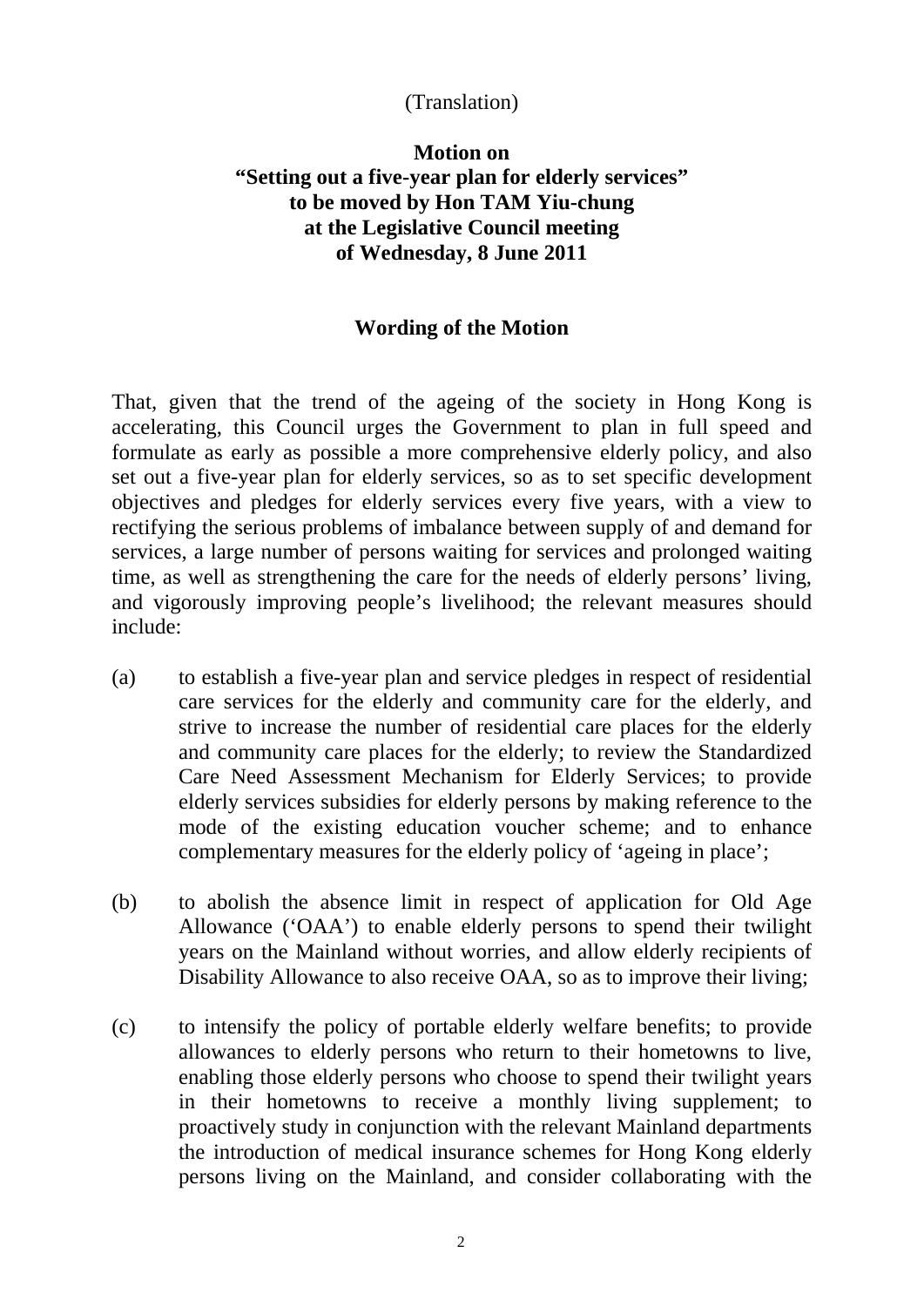(Translation)

**Motion on**
**"Setting out a five-year plan for elderly services"**
**to be moved by Hon TAM Yiu-chung**
**at the Legislative Council meeting**
**of Wednesday, 8 June 2011**

**Wording of the Motion**

That, given that the trend of the ageing of the society in Hong Kong is accelerating, this Council urges the Government to plan in full speed and formulate as early as possible a more comprehensive elderly policy, and also set out a five-year plan for elderly services, so as to set specific development objectives and pledges for elderly services every five years, with a view to rectifying the serious problems of imbalance between supply of and demand for services, a large number of persons waiting for services and prolonged waiting time, as well as strengthening the care for the needs of elderly persons' living, and vigorously improving people's livelihood; the relevant measures should include:

(a) to establish a five-year plan and service pledges in respect of residential care services for the elderly and community care for the elderly, and strive to increase the number of residential care places for the elderly and community care places for the elderly; to review the Standardized Care Need Assessment Mechanism for Elderly Services; to provide elderly services subsidies for elderly persons by making reference to the mode of the existing education voucher scheme; and to enhance complementary measures for the elderly policy of 'ageing in place';

(b) to abolish the absence limit in respect of application for Old Age Allowance ('OAA') to enable elderly persons to spend their twilight years on the Mainland without worries, and allow elderly recipients of Disability Allowance to also receive OAA, so as to improve their living;

(c) to intensify the policy of portable elderly welfare benefits; to provide allowances to elderly persons who return to their hometowns to live, enabling those elderly persons who choose to spend their twilight years in their hometowns to receive a monthly living supplement; to proactively study in conjunction with the relevant Mainland departments the introduction of medical insurance schemes for Hong Kong elderly persons living on the Mainland, and consider collaborating with the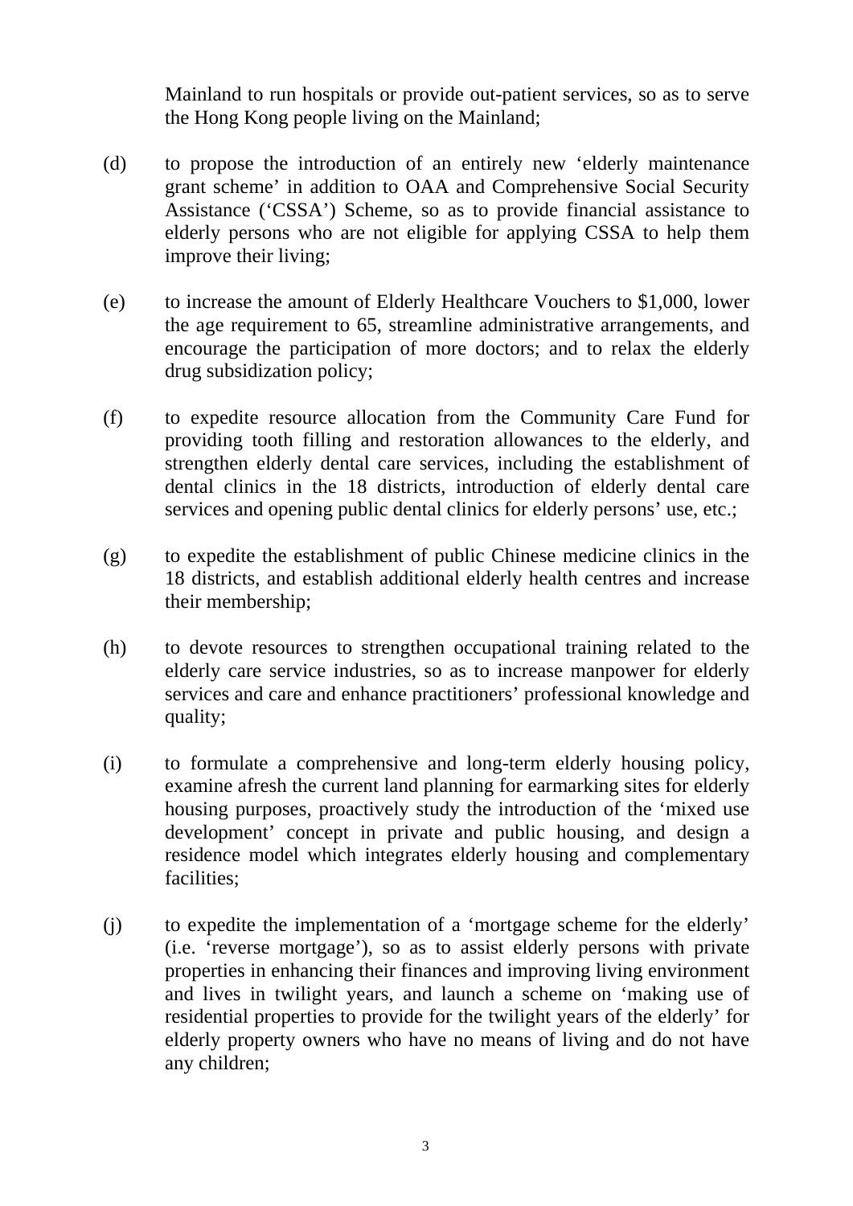Mainland to run hospitals or provide out-patient services, so as to serve the Hong Kong people living on the Mainland;

(d) to propose the introduction of an entirely new 'elderly maintenance grant scheme' in addition to OAA and Comprehensive Social Security Assistance ('CSSA') Scheme, so as to provide financial assistance to elderly persons who are not eligible for applying CSSA to help them improve their living;

(e) to increase the amount of Elderly Healthcare Vouchers to $1,000, lower the age requirement to 65, streamline administrative arrangements, and encourage the participation of more doctors; and to relax the elderly drug subsidization policy;

(f) to expedite resource allocation from the Community Care Fund for providing tooth filling and restoration allowances to the elderly, and strengthen elderly dental care services, including the establishment of dental clinics in the 18 districts, introduction of elderly dental care services and opening public dental clinics for elderly persons' use, etc.;

(g) to expedite the establishment of public Chinese medicine clinics in the 18 districts, and establish additional elderly health centres and increase their membership;

(h) to devote resources to strengthen occupational training related to the elderly care service industries, so as to increase manpower for elderly services and care and enhance practitioners' professional knowledge and quality;

(i) to formulate a comprehensive and long-term elderly housing policy, examine afresh the current land planning for earmarking sites for elderly housing purposes, proactively study the introduction of the 'mixed use development' concept in private and public housing, and design a residence model which integrates elderly housing and complementary facilities;

(j) to expedite the implementation of a 'mortgage scheme for the elderly' (i.e. 'reverse mortgage'), so as to assist elderly persons with private properties in enhancing their finances and improving living environment and lives in twilight years, and launch a scheme on 'making use of residential properties to provide for the twilight years of the elderly' for elderly property owners who have no means of living and do not have any children;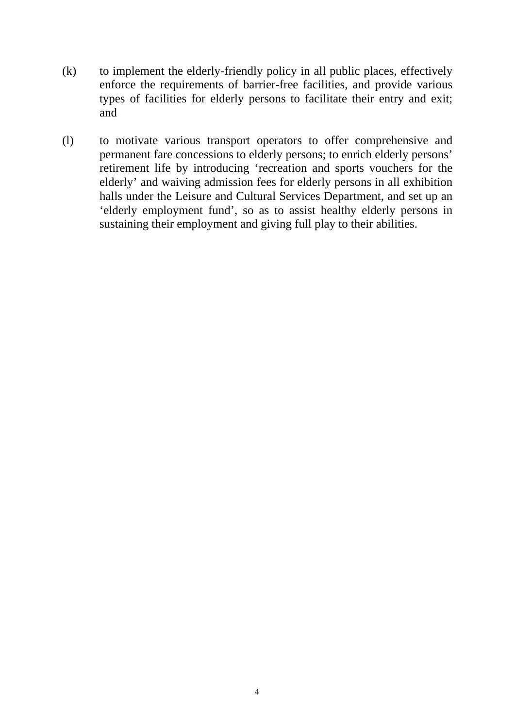(k) to implement the elderly-friendly policy in all public places, effectively enforce the requirements of barrier-free facilities, and provide various types of facilities for elderly persons to facilitate their entry and exit; and

(l) to motivate various transport operators to offer comprehensive and permanent fare concessions to elderly persons; to enrich elderly persons' retirement life by introducing 'recreation and sports vouchers for the elderly' and waiving admission fees for elderly persons in all exhibition halls under the Leisure and Cultural Services Department, and set up an 'elderly employment fund', so as to assist healthy elderly persons in sustaining their employment and giving full play to their abilities.